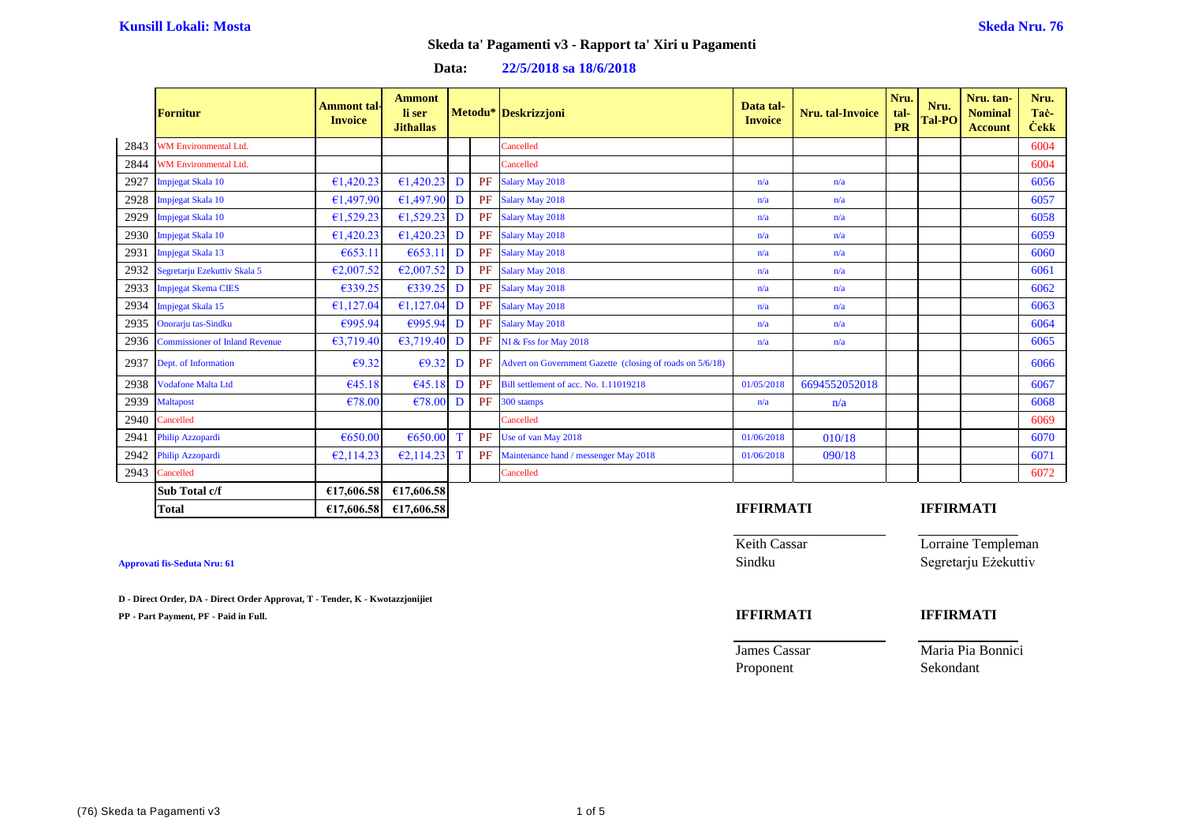**Kunsill Lokali: Mosta** **Skeda Nru. 76**

## Skeda ta' Pagamenti v3 - Rapport ta' Xiri u Pagamenti

**Data: 22/5/2018 sa 18/6/2018**

| | Fornitur | Ammont tal-Invoice | Ammont li ser Jithallas | Metodu* | | Deskrizzjoni | Data tal-Invoice | Nru. tal-Invoice | Nru. tal-PR | Nru. Tal-PO | Nru. tan-Nominal Account | Nru. Taċ-Ċekk |
|---|---|---|---|---|---|---|---|---|---|---|---|---|
| 2843 | WM Environmental Ltd. | | | | | Cancelled | | | | | | 6004 |
| 2844 | WM Environmental Ltd. | | | | | Cancelled | | | | | | 6004 |
| 2927 | Impjegat Skala 10 | €1,420.23 | €1,420.23 | D | PF | Salary May 2018 | n/a | n/a | | | | 6056 |
| 2928 | Impjegat Skala 10 | €1,497.90 | €1,497.90 | D | PF | Salary May 2018 | n/a | n/a | | | | 6057 |
| 2929 | Impjegat Skala 10 | €1,529.23 | €1,529.23 | D | PF | Salary May 2018 | n/a | n/a | | | | 6058 |
| 2930 | Impjegat Skala 10 | €1,420.23 | €1,420.23 | D | PF | Salary May 2018 | n/a | n/a | | | | 6059 |
| 2931 | Impjegat Skala 13 | €653.11 | €653.11 | D | PF | Salary May 2018 | n/a | n/a | | | | 6060 |
| 2932 | Segretarju Ezekuttiv Skala 5 | €2,007.52 | €2,007.52 | D | PF | Salary May 2018 | n/a | n/a | | | | 6061 |
| 2933 | Impjegat Skema CIES | €339.25 | €339.25 | D | PF | Salary May 2018 | n/a | n/a | | | | 6062 |
| 2934 | Impjegat Skala 15 | €1,127.04 | €1,127.04 | D | PF | Salary May 2018 | n/a | n/a | | | | 6063 |
| 2935 | Onorarju tas-Sindku | €995.94 | €995.94 | D | PF | Salary May 2018 | n/a | n/a | | | | 6064 |
| 2936 | Commissioner of Inland Revenue | €3,719.40 | €3,719.40 | D | PF | NI & Fss for May 2018 | n/a | n/a | | | | 6065 |
| 2937 | Dept. of Information | €9.32 | €9.32 | D | PF | Advert on Government Gazette (closing of roads on 5/6/18) | | | | | | 6066 |
| 2938 | Vodafone Malta Ltd | €45.18 | €45.18 | D | PF | Bill settlement of acc. No. 1.11019218 | 01/05/2018 | 6694552052018 | | | | 6067 |
| 2939 | Maltapost | €78.00 | €78.00 | D | PF | 300 stamps | n/a | n/a | | | | 6068 |
| 2940 | Cancelled | | | | | Cancelled | | | | | | 6069 |
| 2941 | Philip Azzopardi | €650.00 | €650.00 | T | PF | Use of van May 2018 | 01/06/2018 | 010/18 | | | | 6070 |
| 2942 | Philip Azzopardi | €2,114.23 | €2,114.23 | T | PF | Maintenance hand / messenger May 2018 | 01/06/2018 | 090/18 | | | | 6071 |
| 2943 | Cancelled | | | | | Cancelled | | | | | | 6072 |
| | **Sub Total c/f** | **€17,606.58** | **€17,606.58** | | | | | | | | | |
| | **Total** | **€17,606.58** | **€17,606.58** | | | | | | | | | |

**Approvati fis-Seduta Nru: 61**

**D - Direct Order, DA - Direct Order Approvat, T - Tender, K - Kwotazzjonijiet**

**PP - Part Payment, PF - Paid in Full.**

**IFFIRMATI**

Keith Cassar
Sindku

**IFFIRMATI**

Lorraine Templeman
Segretarju Eżekuttiv

**IFFIRMATI**

James Cassar
Proponent

**IFFIRMATI**

Maria Pia Bonnici
Sekondant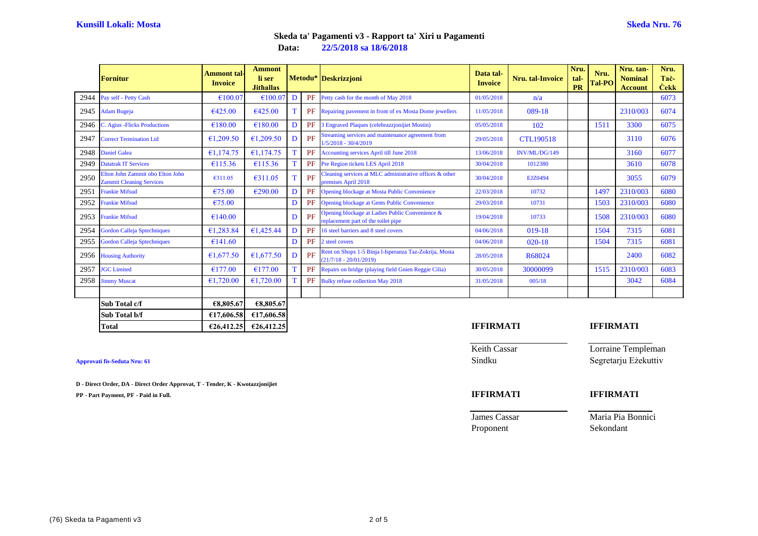**Kunsill Lokali: Mosta** **Skeda Nru. 76**

## Skeda ta' Pagamenti v3 - Rapport ta' Xiri u Pagamenti

**Data: 22/5/2018 sa 18/6/2018**

| | Fornitur | Ammont tal-Invoice | Ammont li ser Jithallas | Metodu* | | Deskrizzjoni | Data tal-Invoice | Nru. tal-Invoice | Nru. tal-PR | Nru. Tal-PO | Nru. tan-Nominal Account | Nru. Taċ-Ċekk |
|---|---|---|---|---|---|---|---|---|---|---|---|---|
| 2944 | Pay self - Petty Cash | €100.07 | €100.07 | D | PF | Petty cash for the month of May 2018 | 01/05/2018 | n/a | | | | 6073 |
| 2945 | Adam Bugeja | €425.00 | €425.00 | T | PF | Repairing pavement in front of ex Mosta Dome jewellers | 11/05/2018 | 089-18 | | | 2310/003 | 6074 |
| 2946 | C. Agius -Flicks Productions | €180.00 | €180.00 | D | PF | 3 Engraved Plaques (celebrazzjonijiet Mostin) | 05/05/2018 | 102 | | 1511 | 3300 | 6075 |
| 2947 | Correct Termination Ltd | €1,209.50 | €1,209.50 | D | PF | Streaming services and maintenance agreement from 1/5/2018 - 30/4/2019 | 29/05/2018 | CTL190518 | | | 3110 | 6076 |
| 2948 | Daniel Galea | €1,174.75 | €1,174.75 | T | PF | Accounting services April till June 2018 | 13/06/2018 | INV/ML/DG/149 | | | 3160 | 6077 |
| 2949 | Datatrak IT Services | €115.36 | €115.36 | T | PF | Pre Region tickets LES April 2018 | 30/04/2018 | 1012380 | | | 3610 | 6078 |
| 2950 | Elton John Zammit obo Elton John Zammit Cleaning Services | €311.05 | €311.05 | T | PF | Cleaning services at MLC administrative offices & other premises April 2018 | 30/04/2018 | EJZ0494 | | | 3055 | 6079 |
| 2951 | Frankie Mifsud | €75.00 | €290.00 | D | PF | Opening blockage at Mosta Public Convenience | 22/03/2018 | 10732 | | 1497 | 2310/003 | 6080 |
| 2952 | Frankie Mifsud | €75.00 | | D | PF | Opening blockage at Gents Public Convenience | 29/03/2018 | 10731 | | 1503 | 2310/003 | 6080 |
| 2953 | Frankie Mifsud | €140.00 | | D | PF | Opening blockage at Ladies Public Convenience & replacement part of the toilet pipe | 19/04/2018 | 10733 | | 1508 | 2310/003 | 6080 |
| 2954 | Gordon Calleja Sptechniques | €1,283.84 | €1,425.44 | D | PF | 16 steel barriers and 8 steel covers | 04/06/2018 | 019-18 | | 1504 | 7315 | 6081 |
| 2955 | Gordon Calleja Sptechniques | €141.60 | | D | PF | 2 steel covers | 04/06/2018 | 020-18 | | 1504 | 7315 | 6081 |
| 2956 | Housing Authority | €1,677.50 | €1,677.50 | D | PF | Rent on Shops 1-5 Binja l-Isperanza Taz-Zokrija, Mosta (21/7/18 - 20/01/2019) | 28/05/2018 | R68024 | | | 2400 | 6082 |
| 2957 | JGC Limited | €177.00 | €177.00 | T | PF | Repairs on bridge (playing field Gnien Reggie Cilia) | 30/05/2018 | 30000099 | | 1515 | 2310/003 | 6083 |
| 2958 | Jimmy Muscat | €1,720.00 | €1,720.00 | T | PF | Bulky refuse collection May 2018 | 31/05/2018 | 005/18 | | | 3042 | 6084 |
| | | | | | | | | | | | | |
| | **Sub Total c/f** | **€8,805.67** | **€8,805.67** | | | | | | | | | |
| | **Sub Total b/f** | **€17,606.58** | **€17,606.58** | | | | | | | | | |
| | **Total** | **€26,412.25** | **€26,412.25** | | | | | | | | | |

**IFFIRMATI** **IFFIRMATI**

Keith Cassar — Sindku

Lorraine Templeman — Segretarju Eżekuttiv

**Approvati fis-Seduta Nru: 61**

**D - Direct Order, DA - Direct Order Approvat, T - Tender, K - Kwotazzjonijiet**

**PP - Part Payment, PF - Paid in Full.**

**IFFIRMATI** **IFFIRMATI**

James Cassar — Proponent

Maria Pia Bonnici — Sekondant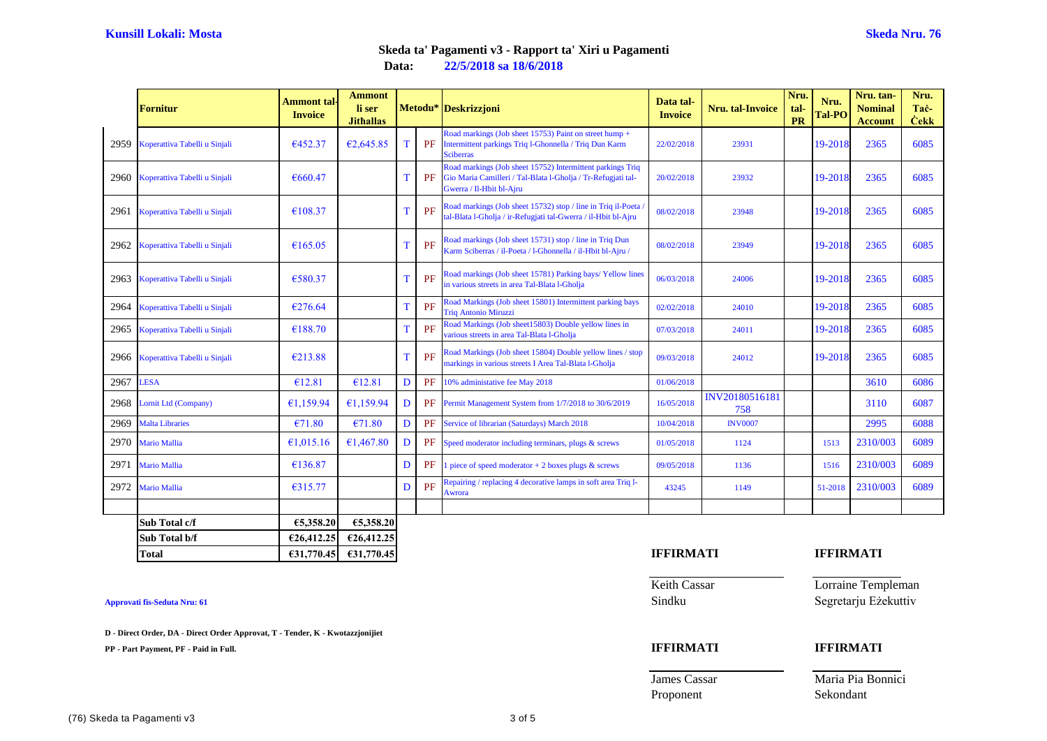**Kunsill Lokali: Mosta** **Skeda Nru. 76**

## Skeda ta' Pagamenti v3 - Rapport ta' Xiri u Pagamenti

**Data: 22/5/2018 sa 18/6/2018**

| | Fornitur | Ammont tal-Invoice | Ammont li ser Jithallas | Metodu* | | Deskrizzjoni | Data tal-Invoice | Nru. tal-Invoice | Nru. tal-PR | Nru. Tal-PO | Nru. tan-Nominal Account | Nru. Taċ-Ċekk |
|---|---|---|---|---|---|---|---|---|---|---|---|---|
| 2959 | Koperattiva Tabelli u Sinjali | €452.37 | €2,645.85 | T | PF | Road markings (Job sheet 15753) Paint on street hump + Intermittent parkings Triq l-Ghonnella / Triq Dun Karm Sciberras | 22/02/2018 | 23931 | | 19-2018 | 2365 | 6085 |
| 2960 | Koperattiva Tabelli u Sinjali | €660.47 | | T | PF | Road markings (Job sheet 15752) Intermittent parkings Triq Gio Maria Camilleri / Tal-Blata l-Gholja / Tr-Refugjati tal-Gwerra / Il-Hbit bl-Ajru | 20/02/2018 | 23932 | | 19-2018 | 2365 | 6085 |
| 2961 | Koperattiva Tabelli u Sinjali | €108.37 | | T | PF | Road markings (Job sheet 15732) stop / line in Triq il-Poeta / tal-Blata l-Gholja / ir-Refugjati tal-Gwerra / il-Hbit bl-Ajru | 08/02/2018 | 23948 | | 19-2018 | 2365 | 6085 |
| 2962 | Koperattiva Tabelli u Sinjali | €165.05 | | T | PF | Road markings (Job sheet 15731) stop / line in Triq Dun Karm Sciberras / il-Poeta / l-Ghonnella / il-Hbit bl-Ajru / | 08/02/2018 | 23949 | | 19-2018 | 2365 | 6085 |
| 2963 | Koperattiva Tabelli u Sinjali | €580.37 | | T | PF | Road markings (Job sheet 15781) Parking bays/ Yellow lines in various streets in area Tal-Blata l-Gholja | 06/03/2018 | 24006 | | 19-2018 | 2365 | 6085 |
| 2964 | Koperattiva Tabelli u Sinjali | €276.64 | | T | PF | Road Markings (Job sheet 15801) Intermittent parking bays Triq Antonio Miruzzi | 02/02/2018 | 24010 | | 19-2018 | 2365 | 6085 |
| 2965 | Koperattiva Tabelli u Sinjali | €188.70 | | T | PF | Road Markings (Job sheet15803) Double yellow lines in various streets in area Tal-Blata l-Gholja | 07/03/2018 | 24011 | | 19-2018 | 2365 | 6085 |
| 2966 | Koperattiva Tabelli u Sinjali | €213.88 | | T | PF | Road Markings (Job sheet 15804) Double yellow lines / stop markings in various streets I Area Tal-Blata l-Gholja | 09/03/2018 | 24012 | | 19-2018 | 2365 | 6085 |
| 2967 | LESA | €12.81 | €12.81 | D | PF | 10% administative fee May 2018 | 01/06/2018 | | | | 3610 | 6086 |
| 2968 | Lornit Ltd (Company) | €1,159.94 | €1,159.94 | D | PF | Permit Management System from 1/7/2018 to 30/6/2019 | 16/05/2018 | INV20180516181758 | | | 3110 | 6087 |
| 2969 | Malta Libraries | €71.80 | €71.80 | D | PF | Service of librarian (Saturdays) March 2018 | 10/04/2018 | INV0007 | | | 2995 | 6088 |
| 2970 | Mario Mallia | €1,015.16 | €1,467.80 | D | PF | Speed moderator including terminars, plugs & screws | 01/05/2018 | 1124 | | 1513 | 2310/003 | 6089 |
| 2971 | Mario Mallia | €136.87 | | D | PF | 1 piece of speed moderator + 2 boxes plugs & screws | 09/05/2018 | 1136 | | 1516 | 2310/003 | 6089 |
| 2972 | Mario Mallia | €315.77 | | D | PF | Repairing / replacing 4 decorative lamps in soft area Triq l-Awrora | 43245 | 1149 | | 51-2018 | 2310/003 | 6089 |
| | | | | | | | | | | | | |
| | **Sub Total c/f** | **€5,358.20** | **€5,358.20** | | | | | | | | | |
| | **Sub Total b/f** | **€26,412.25** | **€26,412.25** | | | | | | | | | |
| | **Total** | **€31,770.45** | **€31,770.45** | | | | | | | | | |

**IFFIRMATI** **IFFIRMATI**

Keith Cassar — Sindku

Lorraine Templeman — Segretarju Eżekuttiv

**Approvati fis-Seduta Nru: 61**

**D - Direct Order, DA - Direct Order Approvat, T - Tender, K - Kwotazzjonijiet**

**PP - Part Payment, PF - Paid in Full.**

**IFFIRMATI** **IFFIRMATI**

James Cassar — Proponent

Maria Pia Bonnici — Sekondant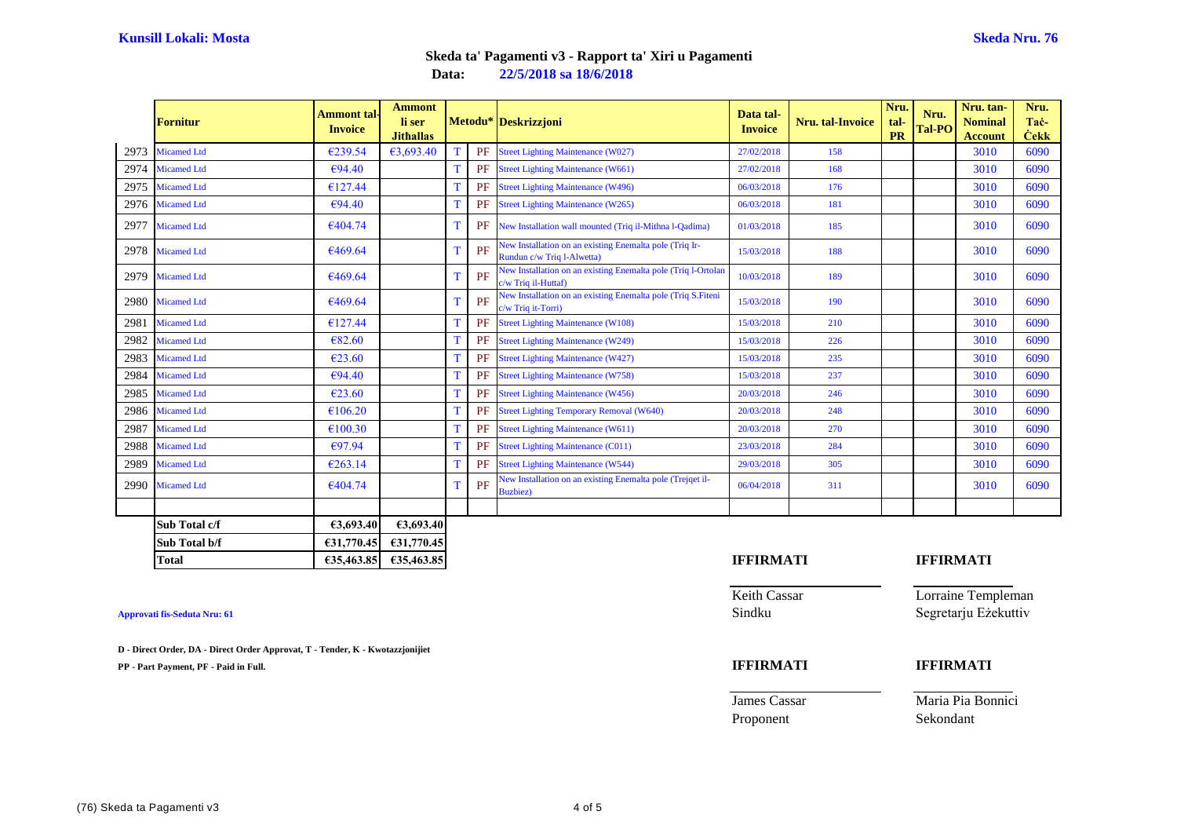**Kunsill Lokali: Mosta** **Skeda Nru. 76**

## Skeda ta' Pagamenti v3 - Rapport ta' Xiri u Pagamenti

**Data: 22/5/2018 sa 18/6/2018**

| | Fornitur | Ammont tal-Invoice | Ammont li ser Jithallas | Metodu* | | Deskrizzjoni | Data tal-Invoice | Nru. tal-Invoice | Nru. tal-PR | Nru. Tal-PO | Nru. tan-Nominal Account | Nru. Taċ-Ċekk |
|---|---|---|---|---|---|---|---|---|---|---|---|---|
| 2973 | Micamed Ltd | €239.54 | €3,693.40 | T | PF | Street Lighting Maintenance (W027) | 27/02/2018 | 158 | | | 3010 | 6090 |
| 2974 | Micamed Ltd | €94.40 | | T | PF | Street Lighting Maintenance (W661) | 27/02/2018 | 168 | | | 3010 | 6090 |
| 2975 | Micamed Ltd | €127.44 | | T | PF | Street Lighting Maintenance (W496) | 06/03/2018 | 176 | | | 3010 | 6090 |
| 2976 | Micamed Ltd | €94.40 | | T | PF | Street Lighting Maintenance (W265) | 06/03/2018 | 181 | | | 3010 | 6090 |
| 2977 | Micamed Ltd | €404.74 | | T | PF | New Installation wall mounted (Triq il-Mithna l-Qadima) | 01/03/2018 | 185 | | | 3010 | 6090 |
| 2978 | Micamed Ltd | €469.64 | | T | PF | New Installation on an existing Enemalta pole (Triq Ir-Rundun c/w Triq l-Alwetta) | 15/03/2018 | 188 | | | 3010 | 6090 |
| 2979 | Micamed Ltd | €469.64 | | T | PF | New Installation on an existing Enemalta pole (Triq l-Ortolan c/w Triq il-Huttaf) | 10/03/2018 | 189 | | | 3010 | 6090 |
| 2980 | Micamed Ltd | €469.64 | | T | PF | New Installation on an existing Enemalta pole (Triq S.Fiteni c/w Triq it-Torri) | 15/03/2018 | 190 | | | 3010 | 6090 |
| 2981 | Micamed Ltd | €127.44 | | T | PF | Street Lighting Maintenance (W108) | 15/03/2018 | 210 | | | 3010 | 6090 |
| 2982 | Micamed Ltd | €82.60 | | T | PF | Street Lighting Maintenance (W249) | 15/03/2018 | 226 | | | 3010 | 6090 |
| 2983 | Micamed Ltd | €23.60 | | T | PF | Street Lighting Maintenance (W427) | 15/03/2018 | 235 | | | 3010 | 6090 |
| 2984 | Micamed Ltd | €94.40 | | T | PF | Street Lighting Maintenance (W758) | 15/03/2018 | 237 | | | 3010 | 6090 |
| 2985 | Micamed Ltd | €23.60 | | T | PF | Street Lighting Maintenance (W456) | 20/03/2018 | 246 | | | 3010 | 6090 |
| 2986 | Micamed Ltd | €106.20 | | T | PF | Street Lighting Temporary Removal (W640) | 20/03/2018 | 248 | | | 3010 | 6090 |
| 2987 | Micamed Ltd | €100.30 | | T | PF | Street Lighting Maintenance (W611) | 20/03/2018 | 270 | | | 3010 | 6090 |
| 2988 | Micamed Ltd | €97.94 | | T | PF | Street Lighting Maintenance (C011) | 23/03/2018 | 284 | | | 3010 | 6090 |
| 2989 | Micamed Ltd | €263.14 | | T | PF | Street Lighting Maintenance (W544) | 29/03/2018 | 305 | | | 3010 | 6090 |
| 2990 | Micamed Ltd | €404.74 | | T | PF | New Installation on an existing Enemalta pole (Trejqet il-Buzbiez) | 06/04/2018 | 311 | | | 3010 | 6090 |
| | | | | | | | | | | | | |
| | **Sub Total c/f** | **€3,693.40** | **€3,693.40** | | | | | | | | | |
| | **Sub Total b/f** | **€31,770.45** | **€31,770.45** | | | | | | | | | |
| | **Total** | **€35,463.85** | **€35,463.85** | | | | | | | | | |

**Approvati fis-Seduta Nru: 61**

**D - Direct Order, DA - Direct Order Approvat, T - Tender, K - Kwotazzjonijiet**

**PP - Part Payment, PF - Paid in Full.**

**IFFIRMATI**

Keith Cassar
Sindku

**IFFIRMATI**

Lorraine Templeman
Segretarju Eżekuttiv

**IFFIRMATI**

James Cassar
Proponent

**IFFIRMATI**

Maria Pia Bonnici
Sekondant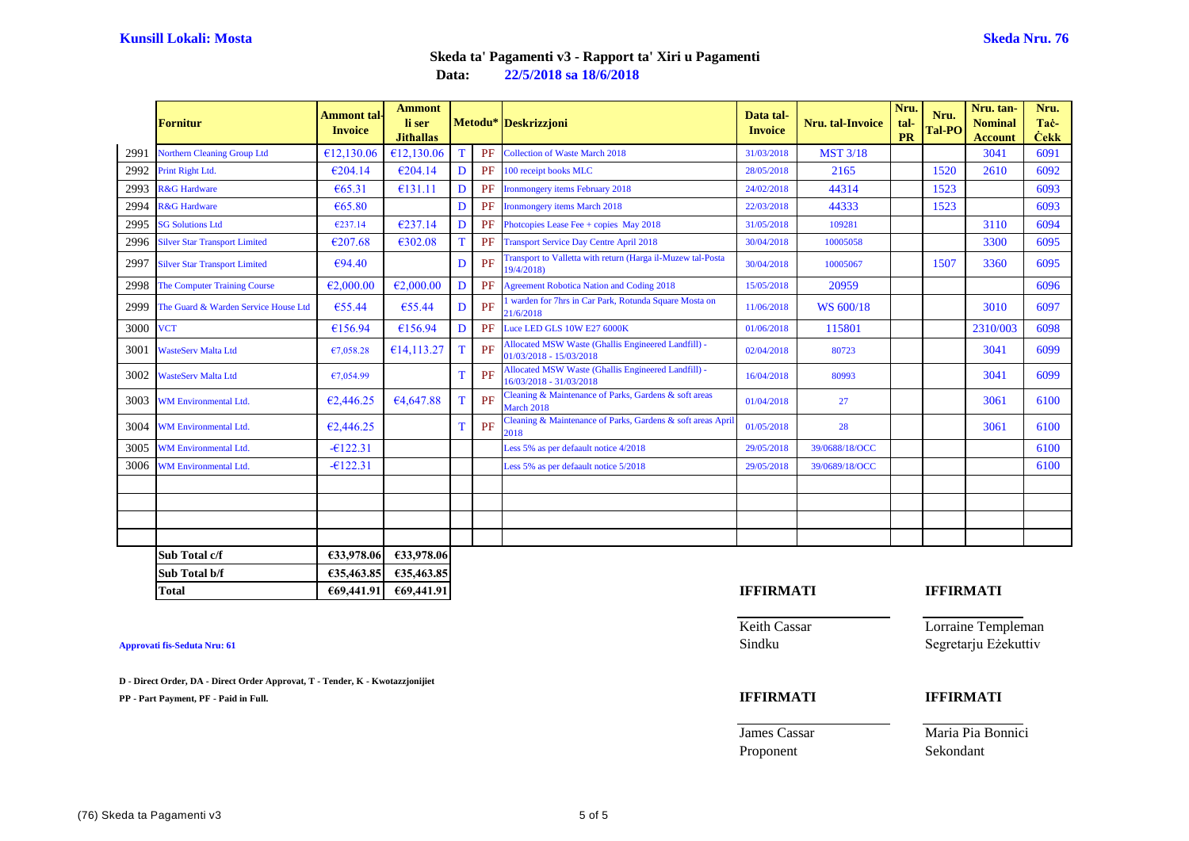**Kunsill Lokali: Mosta** **Skeda Nru. 76**

## Skeda ta' Pagamenti v3 - Rapport ta' Xiri u Pagamenti

**Data: 22/5/2018 sa 18/6/2018**

| | Fornitur | Ammont tal-Invoice | Ammont li ser Jithallas | Metodu* | | Deskrizzjoni | Data tal-Invoice | Nru. tal-Invoice | Nru. tal-PR | Nru. Tal-PO | Nru. tan-Nominal Account | Nru. Taċ-Ċekk |
|---|---|---|---|---|---|---|---|---|---|---|---|---|
| 2991 | Northern Cleaning Group Ltd | €12,130.06 | €12,130.06 | T | PF | Collection of Waste March 2018 | 31/03/2018 | MST 3/18 | | | 3041 | 6091 |
| 2992 | Print Right Ltd. | €204.14 | €204.14 | D | PF | 100 receipt books MLC | 28/05/2018 | 2165 | | 1520 | 2610 | 6092 |
| 2993 | R&G Hardware | €65.31 | €131.11 | D | PF | Ironmongery items February 2018 | 24/02/2018 | 44314 | | 1523 | | 6093 |
| 2994 | R&G Hardware | €65.80 | | D | PF | Ironmongery items March 2018 | 22/03/2018 | 44333 | | 1523 | | 6093 |
| 2995 | SG Solutions Ltd | €237.14 | €237.14 | D | PF | Photcopies Lease Fee + copies May 2018 | 31/05/2018 | 109281 | | | 3110 | 6094 |
| 2996 | Silver Star Transport Limited | €207.68 | €302.08 | T | PF | Transport Service Day Centre April 2018 | 30/04/2018 | 10005058 | | | 3300 | 6095 |
| 2997 | Silver Star Transport Limited | €94.40 | | D | PF | Transport to Valletta with return (Harga il-Muzew tal-Posta 19/4/2018) | 30/04/2018 | 10005067 | | 1507 | 3360 | 6095 |
| 2998 | The Computer Training Course | €2,000.00 | €2,000.00 | D | PF | Agreement Robotica Nation and Coding 2018 | 15/05/2018 | 20959 | | | | 6096 |
| 2999 | The Guard & Warden Service House Ltd | €55.44 | €55.44 | D | PF | 1 warden for 7hrs in Car Park, Rotunda Square Mosta on 21/6/2018 | 11/06/2018 | WS 600/18 | | | 3010 | 6097 |
| 3000 | VCT | €156.94 | €156.94 | D | PF | Luce LED GLS 10W E27 6000K | 01/06/2018 | 115801 | | | 2310/003 | 6098 |
| 3001 | WasteServ Malta Ltd | €7,058.28 | €14,113.27 | T | PF | Allocated MSW Waste (Ghallis Engineered Landfill) - 01/03/2018 - 15/03/2018 | 02/04/2018 | 80723 | | | 3041 | 6099 |
| 3002 | WasteServ Malta Ltd | €7,054.99 | | T | PF | Allocated MSW Waste (Ghallis Engineered Landfill) - 16/03/2018 - 31/03/2018 | 16/04/2018 | 80993 | | | 3041 | 6099 |
| 3003 | WM Environmental Ltd. | €2,446.25 | €4,647.88 | T | PF | Cleaning & Maintenance of Parks, Gardens & soft areas March 2018 | 01/04/2018 | 27 | | | 3061 | 6100 |
| 3004 | WM Environmental Ltd. | €2,446.25 | | T | PF | Cleaning & Maintenance of Parks, Gardens & soft areas April 2018 | 01/05/2018 | 28 | | | 3061 | 6100 |
| 3005 | WM Environmental Ltd. | -€122.31 | | | | Less 5% as per defaault notice 4/2018 | 29/05/2018 | 39/0688/18/OCC | | | | 6100 |
| 3006 | WM Environmental Ltd. | -€122.31 | | | | Less 5% as per defaault notice 5/2018 | 29/05/2018 | 39/0689/18/OCC | | | | 6100 |
| | | | | | | | | | | | | |
| | | | | | | | | | | | | |
| | | | | | | | | | | | | |
| | | | | | | | | | | | | |

| | | |
|---|---|---|
| **Sub Total c/f** | **€33,978.06** | **€33,978.06** |
| **Sub Total b/f** | **€35,463.85** | **€35,463.85** |
| **Total** | **€69,441.91** | **€69,441.91** |

**Approvati fis-Seduta Nru: 61**

**D - Direct Order, DA - Direct Order Approvat, T - Tender, K - Kwotazzjonijiet**

**PP - Part Payment, PF - Paid in Full.**

**IFFIRMATI**

Keith Cassar
Sindku

**IFFIRMATI**

Lorraine Templeman
Segretarju Eżekuttiv

**IFFIRMATI**

James Cassar
Proponent

**IFFIRMATI**

Maria Pia Bonnici
Sekondant